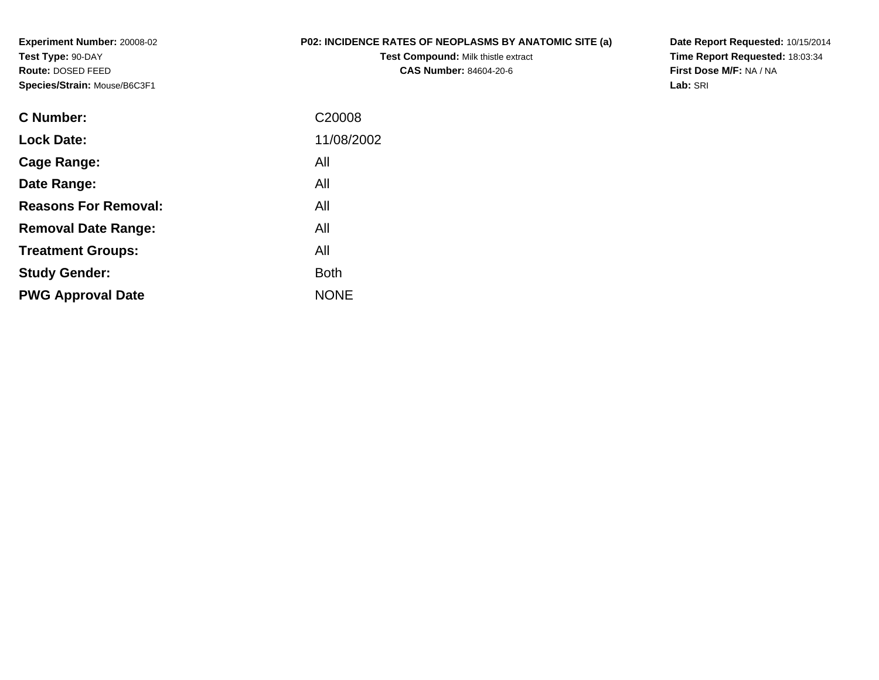**Experiment Number:** 20008-02
**Test Type:** 90-DAY
**Route:** DOSED FEED
**Species/Strain:** Mouse/B6C3F1

**P02: INCIDENCE RATES OF NEOPLASMS BY ANATOMIC SITE (a)**
**Test Compound:** Milk thistle extract
**CAS Number:** 84604-20-6

**Date Report Requested:** 10/15/2014
**Time Report Requested:** 18:03:34
**First Dose M/F:** NA / NA
**Lab:** SRI

| | |
|---|---|
| **C Number:** | C20008 |
| **Lock Date:** | 11/08/2002 |
| **Cage Range:** | All |
| **Date Range:** | All |
| **Reasons For Removal:** | All |
| **Removal Date Range:** | All |
| **Treatment Groups:** | All |
| **Study Gender:** | Both |
| **PWG Approval Date** | NONE |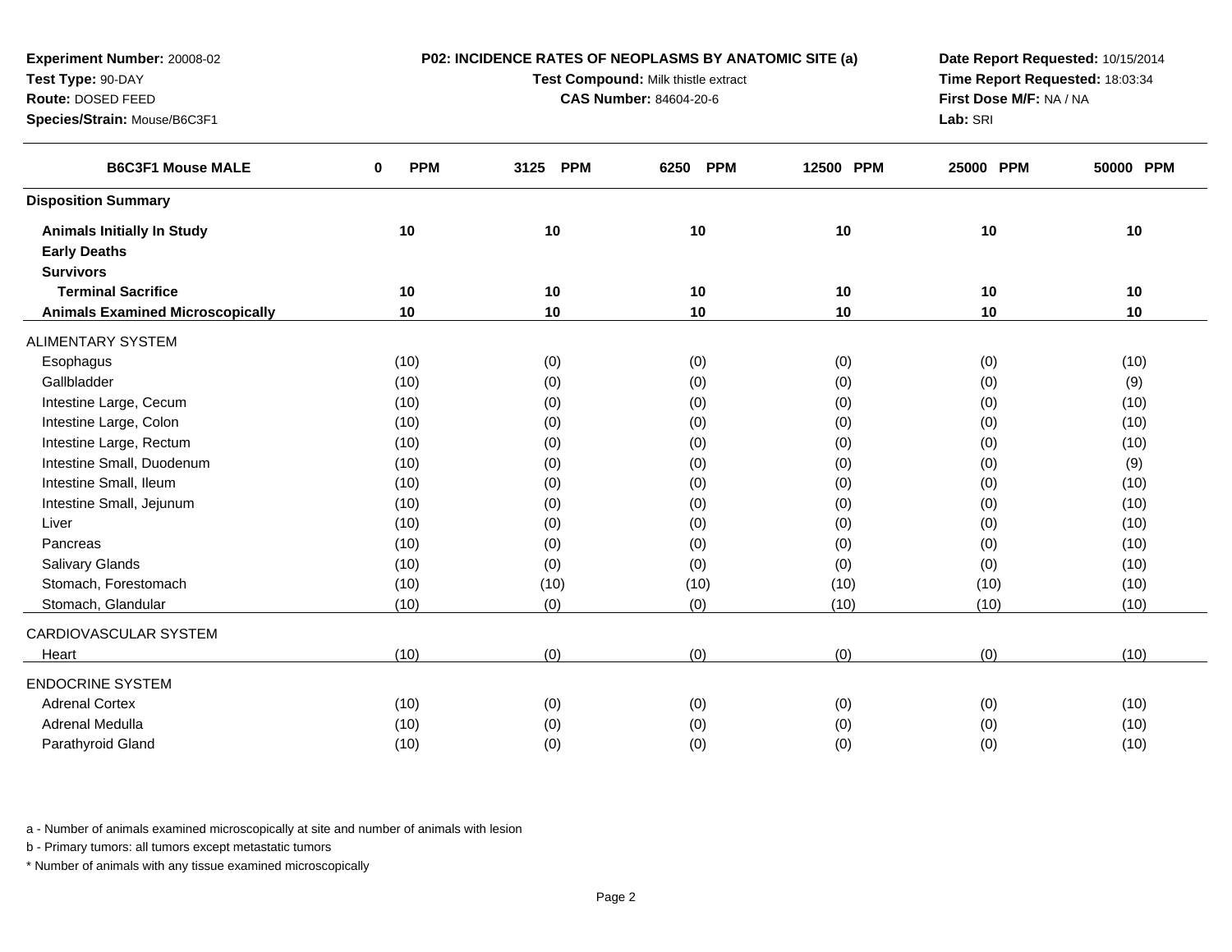**Experiment Number:** 20008-02
**Test Type:** 90-DAY
**Route:** DOSED FEED
**Species/Strain:** Mouse/B6C3F1

**P02: INCIDENCE RATES OF NEOPLASMS BY ANATOMIC SITE (a)**
**Test Compound:** Milk thistle extract
**CAS Number:** 84604-20-6

**Date Report Requested:** 10/15/2014
**Time Report Requested:** 18:03:34
**First Dose M/F:** NA / NA
**Lab:** SRI

| B6C3F1 Mouse MALE | 0 PPM | 3125 PPM | 6250 PPM | 12500 PPM | 25000 PPM | 50000 PPM |
|---|---|---|---|---|---|---|
| **Disposition Summary** | | | | | | |
| **Animals Initially In Study** | 10 | 10 | 10 | 10 | 10 | 10 |
| **Early Deaths** | | | | | | |
| **Survivors** | | | | | | |
| **Terminal Sacrifice** | 10 | 10 | 10 | 10 | 10 | 10 |
| **Animals Examined Microscopically** | 10 | 10 | 10 | 10 | 10 | 10 |
| ALIMENTARY SYSTEM | | | | | | |
| Esophagus | (10) | (0) | (0) | (0) | (0) | (10) |
| Gallbladder | (10) | (0) | (0) | (0) | (0) | (9) |
| Intestine Large, Cecum | (10) | (0) | (0) | (0) | (0) | (10) |
| Intestine Large, Colon | (10) | (0) | (0) | (0) | (0) | (10) |
| Intestine Large, Rectum | (10) | (0) | (0) | (0) | (0) | (10) |
| Intestine Small, Duodenum | (10) | (0) | (0) | (0) | (0) | (9) |
| Intestine Small, Ileum | (10) | (0) | (0) | (0) | (0) | (10) |
| Intestine Small, Jejunum | (10) | (0) | (0) | (0) | (0) | (10) |
| Liver | (10) | (0) | (0) | (0) | (0) | (10) |
| Pancreas | (10) | (0) | (0) | (0) | (0) | (10) |
| Salivary Glands | (10) | (0) | (0) | (0) | (0) | (10) |
| Stomach, Forestomach | (10) | (10) | (10) | (10) | (10) | (10) |
| Stomach, Glandular | (10) | (0) | (0) | (10) | (10) | (10) |
| CARDIOVASCULAR SYSTEM | | | | | | |
| Heart | (10) | (0) | (0) | (0) | (0) | (10) |
| ENDOCRINE SYSTEM | | | | | | |
| Adrenal Cortex | (10) | (0) | (0) | (0) | (0) | (10) |
| Adrenal Medulla | (10) | (0) | (0) | (0) | (0) | (10) |
| Parathyroid Gland | (10) | (0) | (0) | (0) | (0) | (10) |

a - Number of animals examined microscopically at site and number of animals with lesion

b - Primary tumors: all tumors except metastatic tumors

* Number of animals with any tissue examined microscopically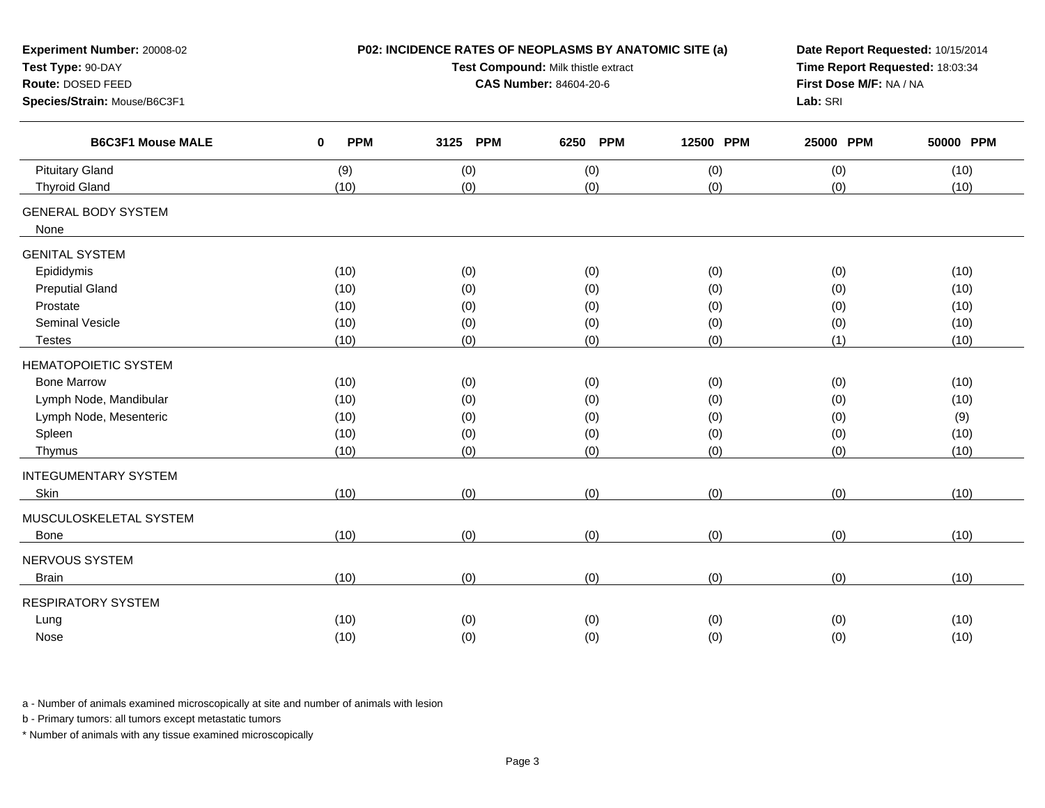**Experiment Number:** 20008-02
**Test Type:** 90-DAY
**Route:** DOSED FEED
**Species/Strain:** Mouse/B6C3F1

**P02: INCIDENCE RATES OF NEOPLASMS BY ANATOMIC SITE (a)**
**Test Compound:** Milk thistle extract
**CAS Number:** 84604-20-6

**Date Report Requested:** 10/15/2014
**Time Report Requested:** 18:03:34
**First Dose M/F:** NA / NA
**Lab:** SRI

| B6C3F1 Mouse MALE | 0 PPM | 3125 PPM | 6250 PPM | 12500 PPM | 25000 PPM | 50000 PPM |
|---|---|---|---|---|---|---|
| Pituitary Gland | (9) | (0) | (0) | (0) | (0) | (10) |
| Thyroid Gland | (10) | (0) | (0) | (0) | (0) | (10) |
| GENERAL BODY SYSTEM | | | | | | |
| None | | | | | | |
| GENITAL SYSTEM | | | | | | |
| Epididymis | (10) | (0) | (0) | (0) | (0) | (10) |
| Preputial Gland | (10) | (0) | (0) | (0) | (0) | (10) |
| Prostate | (10) | (0) | (0) | (0) | (0) | (10) |
| Seminal Vesicle | (10) | (0) | (0) | (0) | (0) | (10) |
| Testes | (10) | (0) | (0) | (0) | (1) | (10) |
| HEMATOPOIETIC SYSTEM | | | | | | |
| Bone Marrow | (10) | (0) | (0) | (0) | (0) | (10) |
| Lymph Node, Mandibular | (10) | (0) | (0) | (0) | (0) | (10) |
| Lymph Node, Mesenteric | (10) | (0) | (0) | (0) | (0) | (9) |
| Spleen | (10) | (0) | (0) | (0) | (0) | (10) |
| Thymus | (10) | (0) | (0) | (0) | (0) | (10) |
| INTEGUMENTARY SYSTEM | | | | | | |
| Skin | (10) | (0) | (0) | (0) | (0) | (10) |
| MUSCULOSKELETAL SYSTEM | | | | | | |
| Bone | (10) | (0) | (0) | (0) | (0) | (10) |
| NERVOUS SYSTEM | | | | | | |
| Brain | (10) | (0) | (0) | (0) | (0) | (10) |
| RESPIRATORY SYSTEM | | | | | | |
| Lung | (10) | (0) | (0) | (0) | (0) | (10) |
| Nose | (10) | (0) | (0) | (0) | (0) | (10) |

a - Number of animals examined microscopically at site and number of animals with lesion

b - Primary tumors: all tumors except metastatic tumors

* Number of animals with any tissue examined microscopically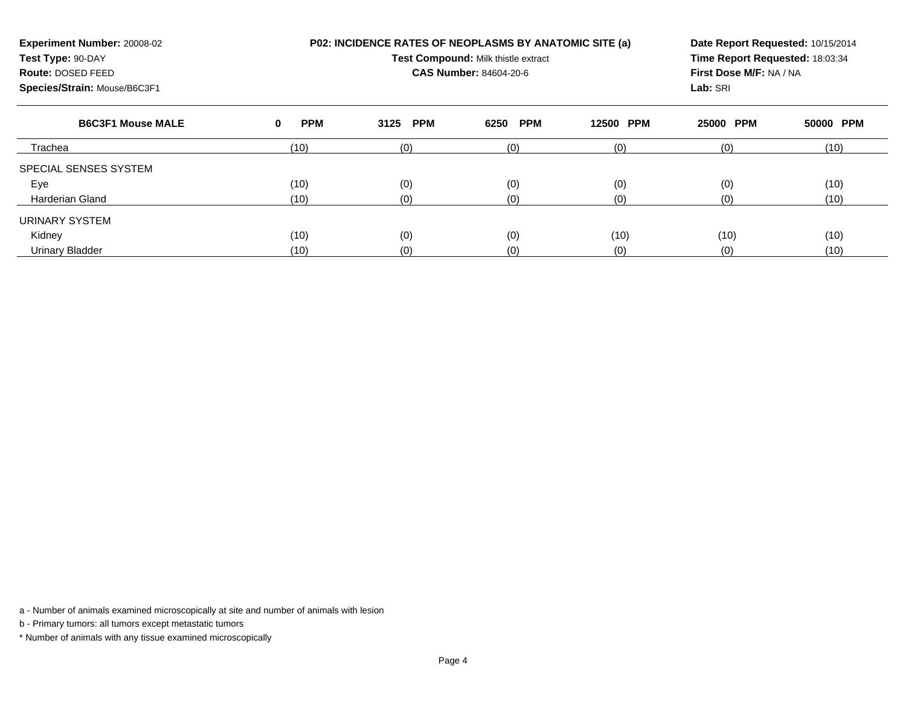**Experiment Number:** 20008-02
**Test Type:** 90-DAY
**Route:** DOSED FEED
**Species/Strain:** Mouse/B6C3F1

**P02: INCIDENCE RATES OF NEOPLASMS BY ANATOMIC SITE (a)**
**Test Compound:** Milk thistle extract
**CAS Number:** 84604-20-6

**Date Report Requested:** 10/15/2014
**Time Report Requested:** 18:03:34
**First Dose M/F:** NA / NA
**Lab:** SRI

| B6C3F1 Mouse MALE | 0 PPM | 3125 PPM | 6250 PPM | 12500 PPM | 25000 PPM | 50000 PPM |
|---|---|---|---|---|---|---|
| Trachea | (10) | (0) | (0) | (0) | (0) | (10) |
| SPECIAL SENSES SYSTEM | | | | | | |
| Eye | (10) | (0) | (0) | (0) | (0) | (10) |
| Harderian Gland | (10) | (0) | (0) | (0) | (0) | (10) |
| URINARY SYSTEM | | | | | | |
| Kidney | (10) | (0) | (0) | (10) | (10) | (10) |
| Urinary Bladder | (10) | (0) | (0) | (0) | (0) | (10) |

a - Number of animals examined microscopically at site and number of animals with lesion

b - Primary tumors: all tumors except metastatic tumors

* Number of animals with any tissue examined microscopically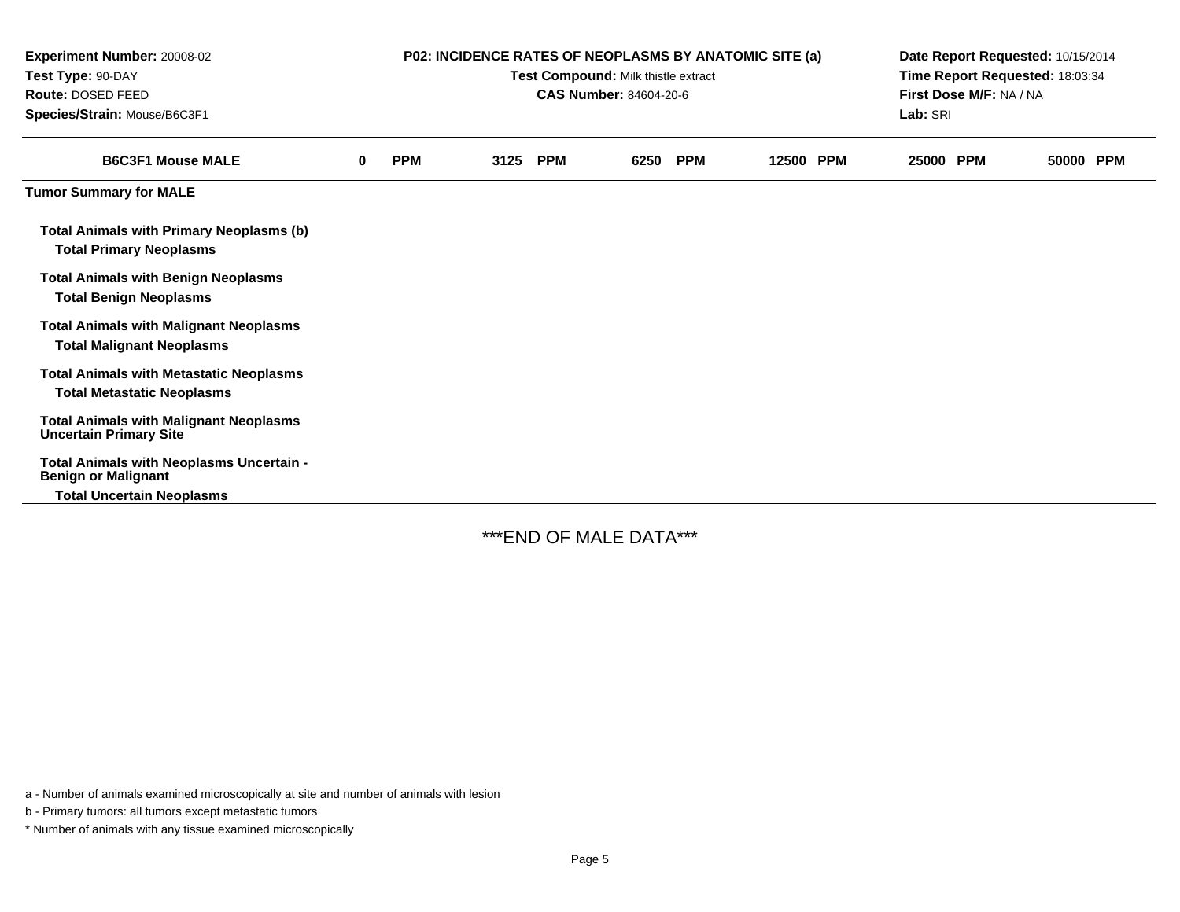**Experiment Number:** 20008-02
**Test Type:** 90-DAY
**Route:** DOSED FEED
**Species/Strain:** Mouse/B6C3F1

**P02: INCIDENCE RATES OF NEOPLASMS BY ANATOMIC SITE (a)**
**Test Compound:** Milk thistle extract
**CAS Number:** 84604-20-6

**Date Report Requested:** 10/15/2014
**Time Report Requested:** 18:03:34
**First Dose M/F:** NA / NA
**Lab:** SRI

| B6C3F1 Mouse MALE | 0 PPM | 3125 PPM | 6250 PPM | 12500 PPM | 25000 PPM | 50000 PPM |
|---|---|---|---|---|---|---|
| **Tumor Summary for MALE** | | | | | | |
| **Total Animals with Primary Neoplasms (b)** | | | | | | |
| **Total Primary Neoplasms** | | | | | | |
| **Total Animals with Benign Neoplasms** | | | | | | |
| **Total Benign Neoplasms** | | | | | | |
| **Total Animals with Malignant Neoplasms** | | | | | | |
| **Total Malignant Neoplasms** | | | | | | |
| **Total Animals with Metastatic Neoplasms** | | | | | | |
| **Total Metastatic Neoplasms** | | | | | | |
| **Total Animals with Malignant Neoplasms Uncertain Primary Site** | | | | | | |
| **Total Animals with Neoplasms Uncertain - Benign or Malignant** | | | | | | |
| **Total Uncertain Neoplasms** | | | | | | |

***END OF MALE DATA***

a - Number of animals examined microscopically at site and number of animals with lesion

b - Primary tumors: all tumors except metastatic tumors

* Number of animals with any tissue examined microscopically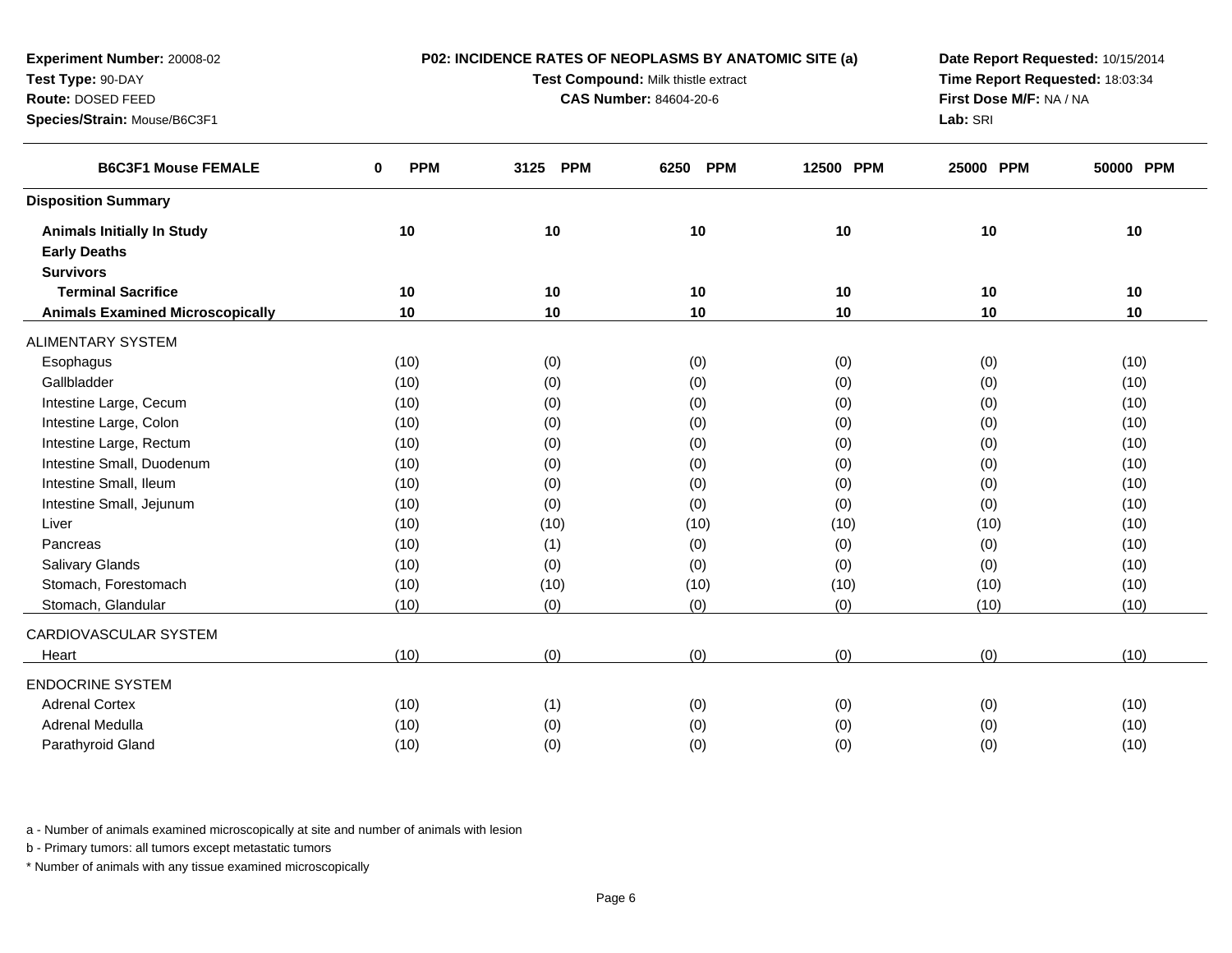**Experiment Number:** 20008-02
**Test Type:** 90-DAY
**Route:** DOSED FEED
**Species/Strain:** Mouse/B6C3F1

**P02: INCIDENCE RATES OF NEOPLASMS BY ANATOMIC SITE (a)**
**Test Compound:** Milk thistle extract
**CAS Number:** 84604-20-6

**Date Report Requested:** 10/15/2014
**Time Report Requested:** 18:03:34
**First Dose M/F:** NA / NA
**Lab:** SRI

| B6C3F1 Mouse FEMALE | 0 PPM | 3125 PPM | 6250 PPM | 12500 PPM | 25000 PPM | 50000 PPM |
|---|---|---|---|---|---|---|
| **Disposition Summary** | | | | | | |
| **Animals Initially In Study** | 10 | 10 | 10 | 10 | 10 | 10 |
| **Early Deaths** | | | | | | |
| **Survivors** | | | | | | |
| **Terminal Sacrifice** | 10 | 10 | 10 | 10 | 10 | 10 |
| **Animals Examined Microscopically** | 10 | 10 | 10 | 10 | 10 | 10 |
| ALIMENTARY SYSTEM | | | | | | |
| Esophagus | (10) | (0) | (0) | (0) | (0) | (10) |
| Gallbladder | (10) | (0) | (0) | (0) | (0) | (10) |
| Intestine Large, Cecum | (10) | (0) | (0) | (0) | (0) | (10) |
| Intestine Large, Colon | (10) | (0) | (0) | (0) | (0) | (10) |
| Intestine Large, Rectum | (10) | (0) | (0) | (0) | (0) | (10) |
| Intestine Small, Duodenum | (10) | (0) | (0) | (0) | (0) | (10) |
| Intestine Small, Ileum | (10) | (0) | (0) | (0) | (0) | (10) |
| Intestine Small, Jejunum | (10) | (0) | (0) | (0) | (0) | (10) |
| Liver | (10) | (10) | (10) | (10) | (10) | (10) |
| Pancreas | (10) | (1) | (0) | (0) | (0) | (10) |
| Salivary Glands | (10) | (0) | (0) | (0) | (0) | (10) |
| Stomach, Forestomach | (10) | (10) | (10) | (10) | (10) | (10) |
| Stomach, Glandular | (10) | (0) | (0) | (0) | (10) | (10) |
| CARDIOVASCULAR SYSTEM | | | | | | |
| Heart | (10) | (0) | (0) | (0) | (0) | (10) |
| ENDOCRINE SYSTEM | | | | | | |
| Adrenal Cortex | (10) | (1) | (0) | (0) | (0) | (10) |
| Adrenal Medulla | (10) | (0) | (0) | (0) | (0) | (10) |
| Parathyroid Gland | (10) | (0) | (0) | (0) | (0) | (10) |

a - Number of animals examined microscopically at site and number of animals with lesion

b - Primary tumors: all tumors except metastatic tumors

* Number of animals with any tissue examined microscopically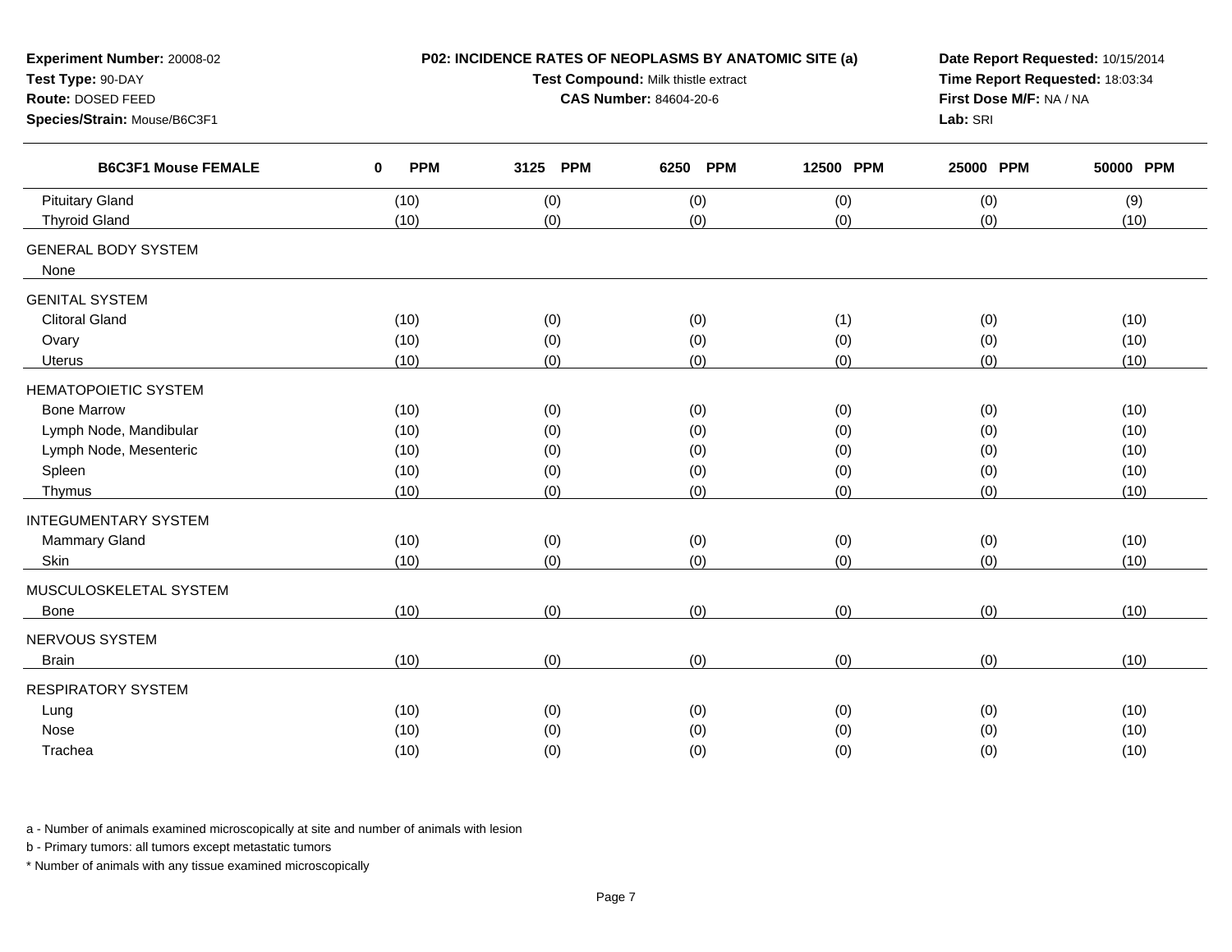**Experiment Number:** 20008-02
**Test Type:** 90-DAY
**Route:** DOSED FEED
**Species/Strain:** Mouse/B6C3F1

**P02: INCIDENCE RATES OF NEOPLASMS BY ANATOMIC SITE (a)**
**Test Compound:** Milk thistle extract
**CAS Number:** 84604-20-6

**Date Report Requested:** 10/15/2014
**Time Report Requested:** 18:03:34
**First Dose M/F:** NA / NA
**Lab:** SRI

| B6C3F1 Mouse FEMALE | 0 PPM | 3125 PPM | 6250 PPM | 12500 PPM | 25000 PPM | 50000 PPM |
|---|---|---|---|---|---|---|
| Pituitary Gland | (10) | (0) | (0) | (0) | (0) | (9) |
| Thyroid Gland | (10) | (0) | (0) | (0) | (0) | (10) |
| GENERAL BODY SYSTEM | | | | | | |
| None | | | | | | |
| GENITAL SYSTEM | | | | | | |
| Clitoral Gland | (10) | (0) | (0) | (1) | (0) | (10) |
| Ovary | (10) | (0) | (0) | (0) | (0) | (10) |
| Uterus | (10) | (0) | (0) | (0) | (0) | (10) |
| HEMATOPOIETIC SYSTEM | | | | | | |
| Bone Marrow | (10) | (0) | (0) | (0) | (0) | (10) |
| Lymph Node, Mandibular | (10) | (0) | (0) | (0) | (0) | (10) |
| Lymph Node, Mesenteric | (10) | (0) | (0) | (0) | (0) | (10) |
| Spleen | (10) | (0) | (0) | (0) | (0) | (10) |
| Thymus | (10) | (0) | (0) | (0) | (0) | (10) |
| INTEGUMENTARY SYSTEM | | | | | | |
| Mammary Gland | (10) | (0) | (0) | (0) | (0) | (10) |
| Skin | (10) | (0) | (0) | (0) | (0) | (10) |
| MUSCULOSKELETAL SYSTEM | | | | | | |
| Bone | (10) | (0) | (0) | (0) | (0) | (10) |
| NERVOUS SYSTEM | | | | | | |
| Brain | (10) | (0) | (0) | (0) | (0) | (10) |
| RESPIRATORY SYSTEM | | | | | | |
| Lung | (10) | (0) | (0) | (0) | (0) | (10) |
| Nose | (10) | (0) | (0) | (0) | (0) | (10) |
| Trachea | (10) | (0) | (0) | (0) | (0) | (10) |

a - Number of animals examined microscopically at site and number of animals with lesion

b - Primary tumors: all tumors except metastatic tumors

* Number of animals with any tissue examined microscopically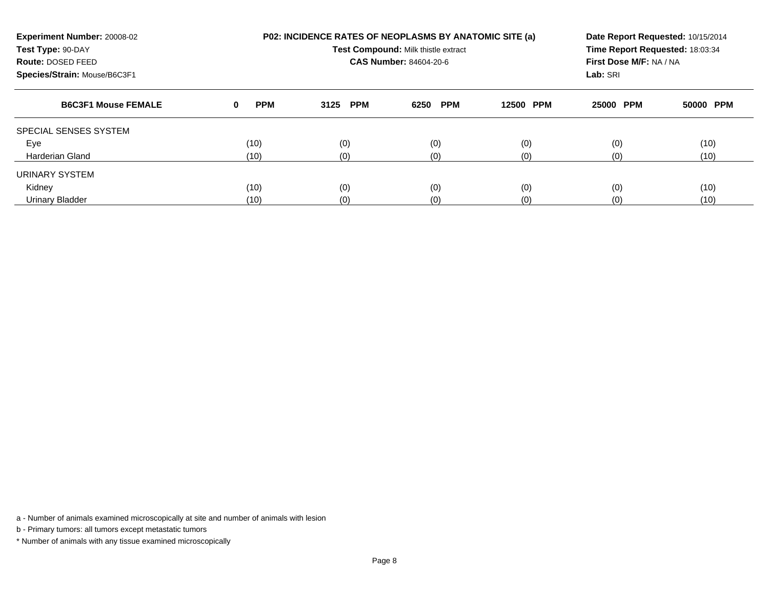**Experiment Number:** 20008-02
**Test Type:** 90-DAY
**Route:** DOSED FEED
**Species/Strain:** Mouse/B6C3F1

**P02: INCIDENCE RATES OF NEOPLASMS BY ANATOMIC SITE (a)**
**Test Compound:** Milk thistle extract
**CAS Number:** 84604-20-6

**Date Report Requested:** 10/15/2014
**Time Report Requested:** 18:03:34
**First Dose M/F:** NA / NA
**Lab:** SRI

| B6C3F1 Mouse FEMALE | 0 PPM | 3125 PPM | 6250 PPM | 12500 PPM | 25000 PPM | 50000 PPM |
|---|---|---|---|---|---|---|
| SPECIAL SENSES SYSTEM | | | | | | |
| Eye | (10) | (0) | (0) | (0) | (0) | (10) |
| Harderian Gland | (10) | (0) | (0) | (0) | (0) | (10) |
| URINARY SYSTEM | | | | | | |
| Kidney | (10) | (0) | (0) | (0) | (0) | (10) |
| Urinary Bladder | (10) | (0) | (0) | (0) | (0) | (10) |

a - Number of animals examined microscopically at site and number of animals with lesion

b - Primary tumors: all tumors except metastatic tumors

* Number of animals with any tissue examined microscopically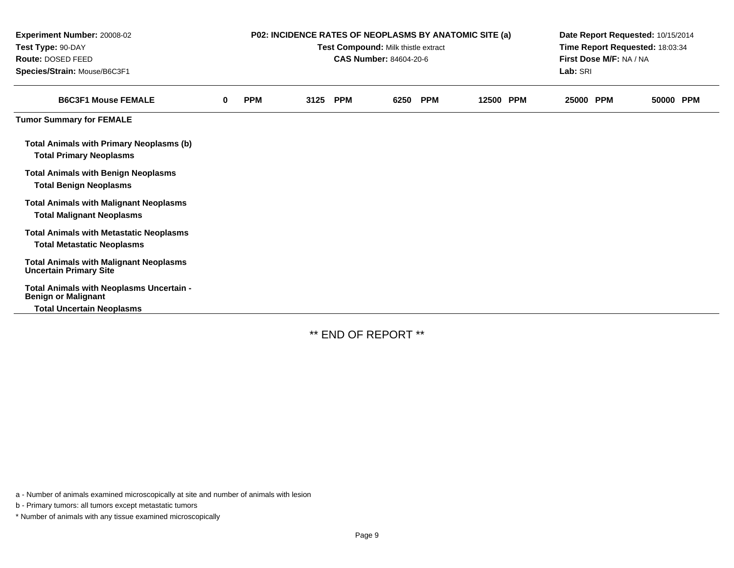**Experiment Number:** 20008-02
**Test Type:** 90-DAY
**Route:** DOSED FEED
**Species/Strain:** Mouse/B6C3F1

**P02: INCIDENCE RATES OF NEOPLASMS BY ANATOMIC SITE (a)**
**Test Compound:** Milk thistle extract
**CAS Number:** 84604-20-6

**Date Report Requested:** 10/15/2014
**Time Report Requested:** 18:03:34
**First Dose M/F:** NA / NA
**Lab:** SRI

| B6C3F1 Mouse FEMALE | 0 PPM | 3125 PPM | 6250 PPM | 12500 PPM | 25000 PPM | 50000 PPM |
|---|---|---|---|---|---|---|
| **Tumor Summary for FEMALE** | | | | | | |
| **Total Animals with Primary Neoplasms (b)** | | | | | | |
| **Total Primary Neoplasms** | | | | | | |
| **Total Animals with Benign Neoplasms** | | | | | | |
| **Total Benign Neoplasms** | | | | | | |
| **Total Animals with Malignant Neoplasms** | | | | | | |
| **Total Malignant Neoplasms** | | | | | | |
| **Total Animals with Metastatic Neoplasms** | | | | | | |
| **Total Metastatic Neoplasms** | | | | | | |
| **Total Animals with Malignant Neoplasms Uncertain Primary Site** | | | | | | |
| **Total Animals with Neoplasms Uncertain - Benign or Malignant** | | | | | | |
| **Total Uncertain Neoplasms** | | | | | | |

** END OF REPORT **

a - Number of animals examined microscopically at site and number of animals with lesion

b - Primary tumors: all tumors except metastatic tumors

* Number of animals with any tissue examined microscopically